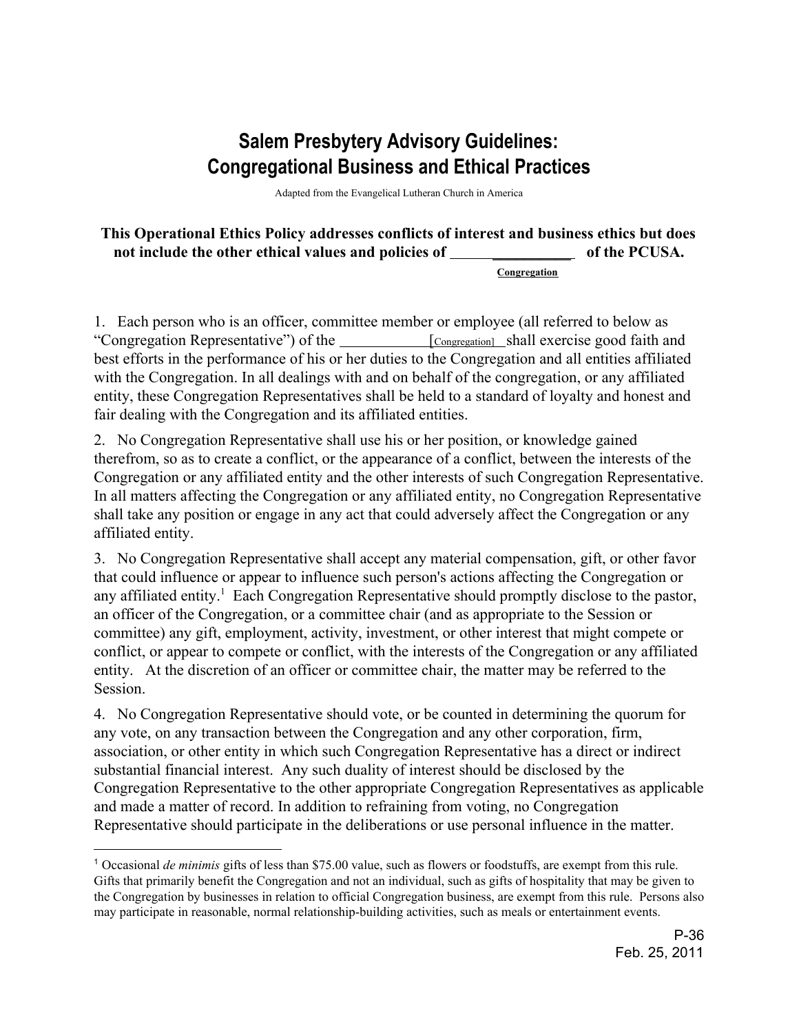# Salem Presbytery Advisory Guidelines: Congregational Business and Ethical Practices

Adapted from the Evangelical Lutheran Church in America

**This Operational Ethics Policy addresses conflicts of interest and business ethics but does not include the other ethical values and policies of ___________ of the PCUSA.**

Congregation

1. Each person who is an officer, committee member or employee (all referred to below as "Congregation Representative") of the ___________[Congregation] shall exercise good faith and best efforts in the performance of his or her duties to the Congregation and all entities affiliated with the Congregation. In all dealings with and on behalf of the congregation, or any affiliated entity, these Congregation Representatives shall be held to a standard of loyalty and honest and fair dealing with the Congregation and its affiliated entities.

2. No Congregation Representative shall use his or her position, or knowledge gained therefrom, so as to create a conflict, or the appearance of a conflict, between the interests of the Congregation or any affiliated entity and the other interests of such Congregation Representative. In all matters affecting the Congregation or any affiliated entity, no Congregation Representative shall take any position or engage in any act that could adversely affect the Congregation or any affiliated entity.

3. No Congregation Representative shall accept any material compensation, gift, or other favor that could influence or appear to influence such person's actions affecting the Congregation or any affiliated entity.[1] Each Congregation Representative should promptly disclose to the pastor, an officer of the Congregation, or a committee chair (and as appropriate to the Session or committee) any gift, employment, activity, investment, or other interest that might compete or conflict, or appear to compete or conflict, with the interests of the Congregation or any affiliated entity. At the discretion of an officer or committee chair, the matter may be referred to the Session.

4. No Congregation Representative should vote, or be counted in determining the quorum for any vote, on any transaction between the Congregation and any other corporation, firm, association, or other entity in which such Congregation Representative has a direct or indirect substantial financial interest. Any such duality of interest should be disclosed by the Congregation Representative to the other appropriate Congregation Representatives as applicable and made a matter of record. In addition to refraining from voting, no Congregation Representative should participate in the deliberations or use personal influence in the matter.

[1] Occasional *de minimis* gifts of less than $75.00 value, such as flowers or foodstuffs, are exempt from this rule. Gifts that primarily benefit the Congregation and not an individual, such as gifts of hospitality that may be given to the Congregation by businesses in relation to official Congregation business, are exempt from this rule. Persons also may participate in reasonable, normal relationship-building activities, such as meals or entertainment events.

P-36
Feb. 25, 2011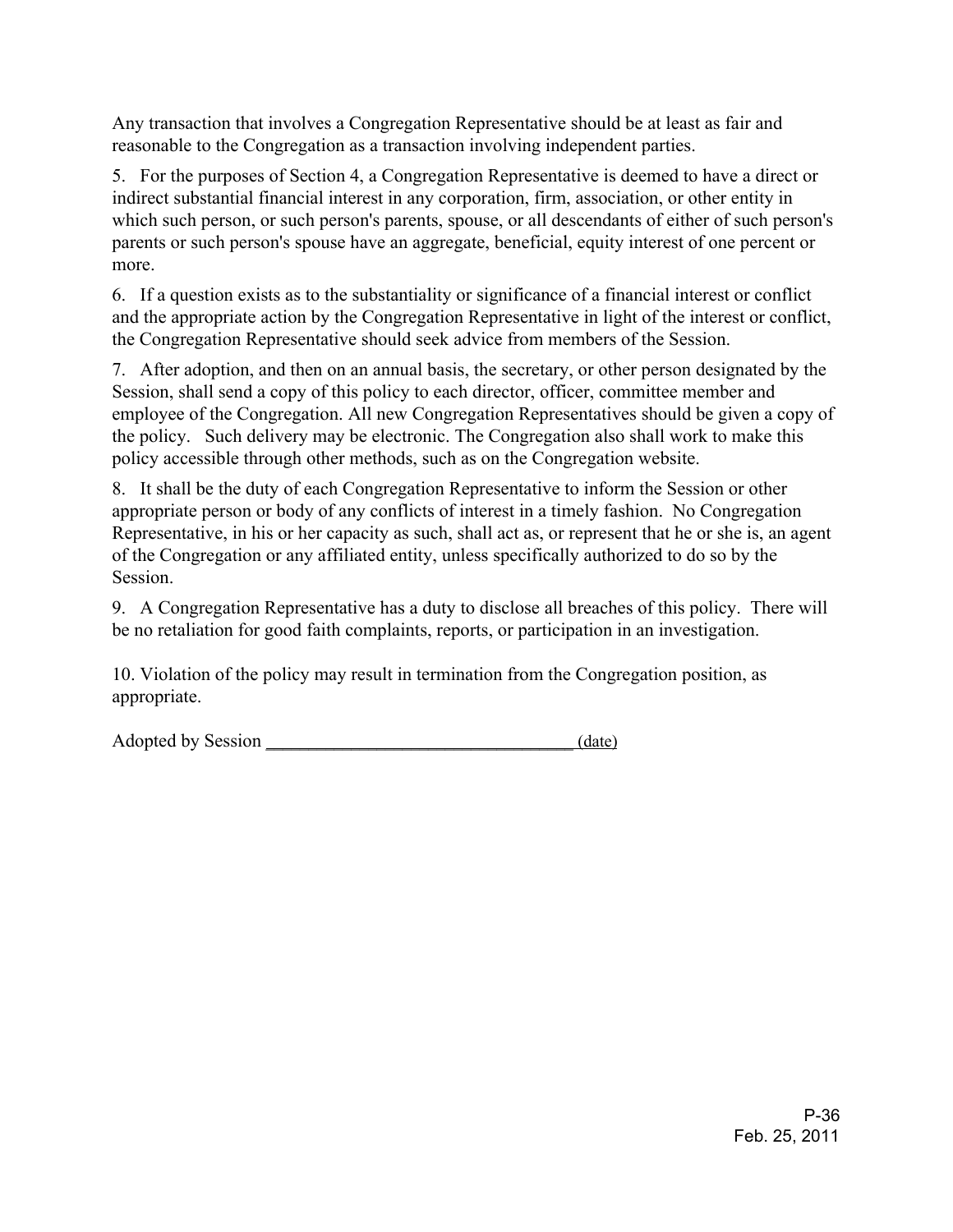Any transaction that involves a Congregation Representative should be at least as fair and reasonable to the Congregation as a transaction involving independent parties.

5. For the purposes of Section 4, a Congregation Representative is deemed to have a direct or indirect substantial financial interest in any corporation, firm, association, or other entity in which such person, or such person's parents, spouse, or all descendants of either of such person's parents or such person's spouse have an aggregate, beneficial, equity interest of one percent or more.

6. If a question exists as to the substantiality or significance of a financial interest or conflict and the appropriate action by the Congregation Representative in light of the interest or conflict, the Congregation Representative should seek advice from members of the Session.

7. After adoption, and then on an annual basis, the secretary, or other person designated by the Session, shall send a copy of this policy to each director, officer, committee member and employee of the Congregation. All new Congregation Representatives should be given a copy of the policy. Such delivery may be electronic. The Congregation also shall work to make this policy accessible through other methods, such as on the Congregation website.

8. It shall be the duty of each Congregation Representative to inform the Session or other appropriate person or body of any conflicts of interest in a timely fashion. No Congregation Representative, in his or her capacity as such, shall act as, or represent that he or she is, an agent of the Congregation or any affiliated entity, unless specifically authorized to do so by the Session.

9. A Congregation Representative has a duty to disclose all breaches of this policy. There will be no retaliation for good faith complaints, reports, or participation in an investigation.

10. Violation of the policy may result in termination from the Congregation position, as appropriate.

Adopted by Session __________________________________ (date)

P-36
Feb. 25, 2011